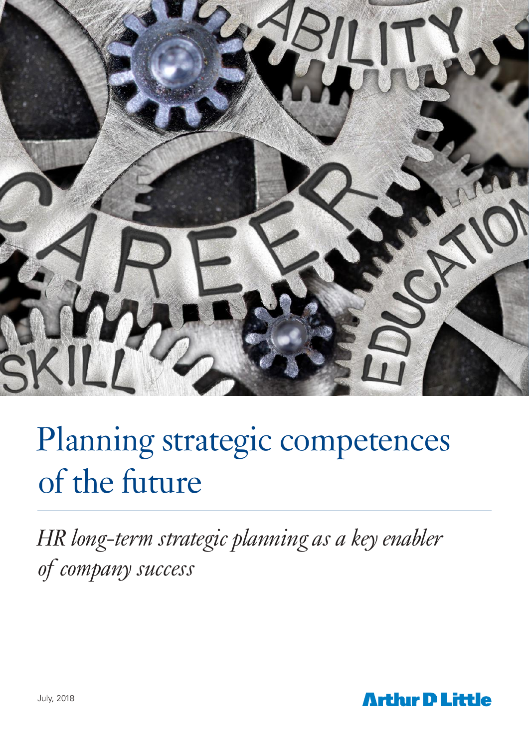# Planning strategic competences of the future

*HR long-term strategic planning as a key enabler of company success*

July, 2018

Arthur D Little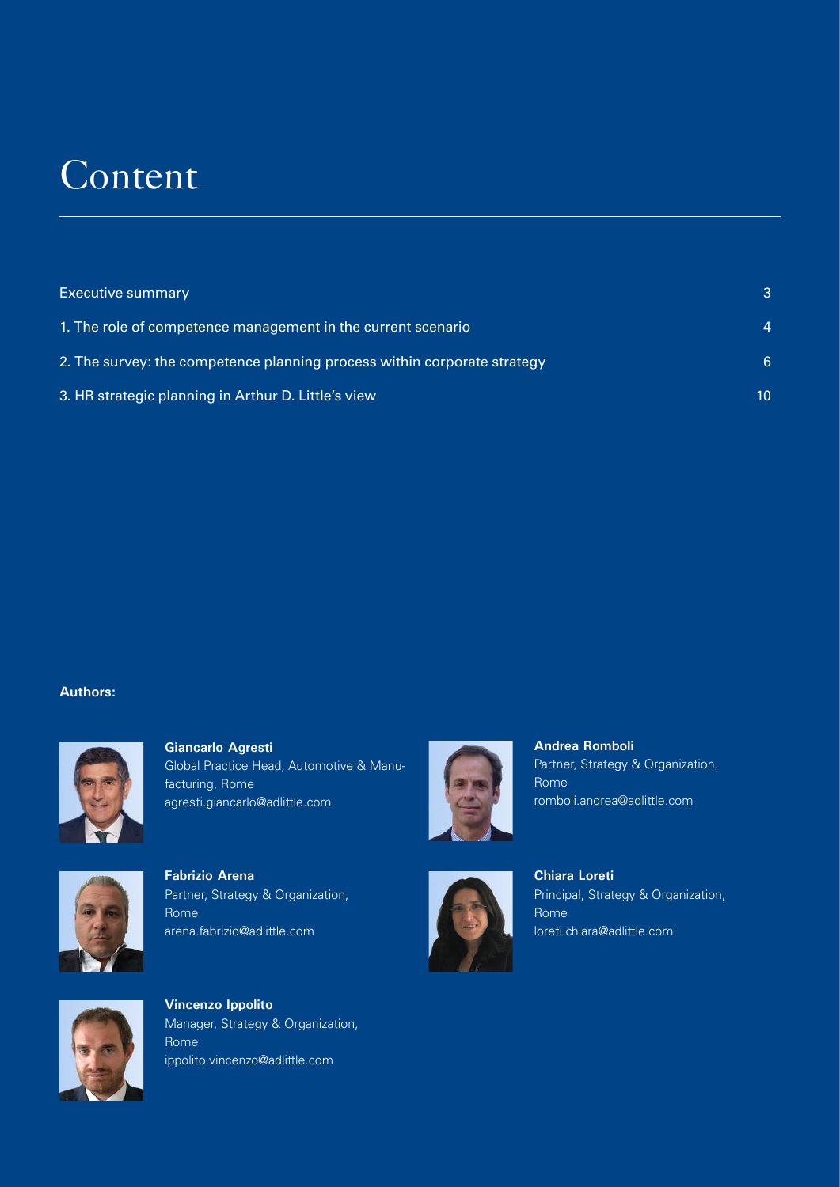# Content

| | |
|---|---|
| Executive summary | 3 |
| 1. The role of competence management in the current scenario | 4 |
| 2. The survey: the competence planning process within corporate strategy | 6 |
| 3. HR strategic planning in Arthur D. Little's view | 10 |

**Authors:**

**Giancarlo Agresti**
Global Practice Head, Automotive & Manufacturing, Rome
agresti.giancarlo@adlittle.com

**Andrea Romboli**
Partner, Strategy & Organization, Rome
romboli.andrea@adlittle.com

**Fabrizio Arena**
Partner, Strategy & Organization, Rome
arena.fabrizio@adlittle.com

**Chiara Loreti**
Principal, Strategy & Organization, Rome
loreti.chiara@adlittle.com

**Vincenzo Ippolito**
Manager, Strategy & Organization, Rome
ippolito.vincenzo@adlittle.com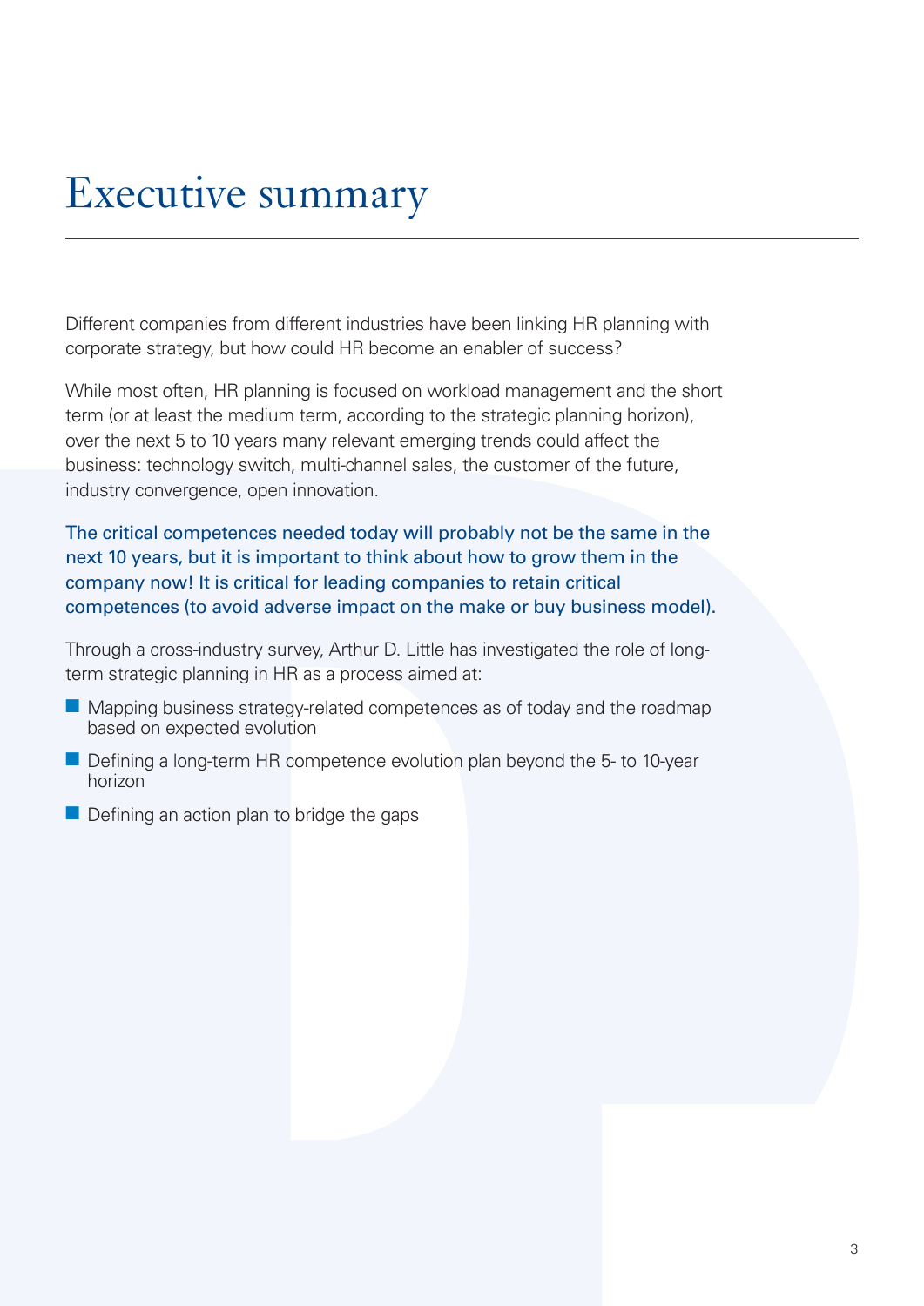# Executive summary

Different companies from different industries have been linking HR planning with corporate strategy, but how could HR become an enabler of success?

While most often, HR planning is focused on workload management and the short term (or at least the medium term, according to the strategic planning horizon), over the next 5 to 10 years many relevant emerging trends could affect the business: technology switch, multi-channel sales, the customer of the future, industry convergence, open innovation.

The critical competences needed today will probably not be the same in the next 10 years, but it is important to think about how to grow them in the company now! It is critical for leading companies to retain critical competences (to avoid adverse impact on the make or buy business model).

Through a cross-industry survey, Arthur D. Little has investigated the role of long-term strategic planning in HR as a process aimed at:

- Mapping business strategy-related competences as of today and the roadmap based on expected evolution
- Defining a long-term HR competence evolution plan beyond the 5- to 10-year horizon
- Defining an action plan to bridge the gaps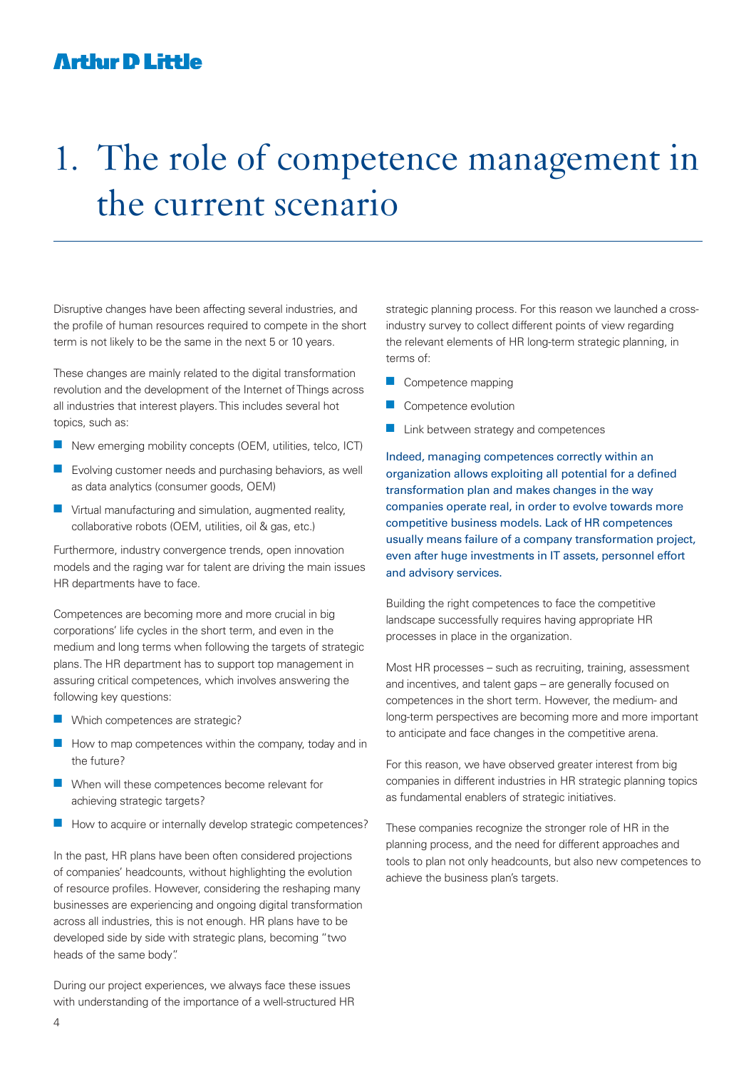# 1. The role of competence management in the current scenario

Disruptive changes have been affecting several industries, and the profile of human resources required to compete in the short term is not likely to be the same in the next 5 or 10 years.

These changes are mainly related to the digital transformation revolution and the development of the Internet of Things across all industries that interest players. This includes several hot topics, such as:

- New emerging mobility concepts (OEM, utilities, telco, ICT)
- Evolving customer needs and purchasing behaviors, as well as data analytics (consumer goods, OEM)
- Virtual manufacturing and simulation, augmented reality, collaborative robots (OEM, utilities, oil & gas, etc.)

Furthermore, industry convergence trends, open innovation models and the raging war for talent are driving the main issues HR departments have to face.

Competences are becoming more and more crucial in big corporations' life cycles in the short term, and even in the medium and long terms when following the targets of strategic plans. The HR department has to support top management in assuring critical competences, which involves answering the following key questions:

- Which competences are strategic?
- How to map competences within the company, today and in the future?
- When will these competences become relevant for achieving strategic targets?
- How to acquire or internally develop strategic competences?

In the past, HR plans have been often considered projections of companies' headcounts, without highlighting the evolution of resource profiles. However, considering the reshaping many businesses are experiencing and ongoing digital transformation across all industries, this is not enough. HR plans have to be developed side by side with strategic plans, becoming "two heads of the same body".

During our project experiences, we always face these issues with understanding of the importance of a well-structured HR strategic planning process. For this reason we launched a cross-industry survey to collect different points of view regarding the relevant elements of HR long-term strategic planning, in terms of:

- Competence mapping
- Competence evolution
- Link between strategy and competences

Indeed, managing competences correctly within an organization allows exploiting all potential for a defined transformation plan and makes changes in the way companies operate real, in order to evolve towards more competitive business models. Lack of HR competences usually means failure of a company transformation project, even after huge investments in IT assets, personnel effort and advisory services.

Building the right competences to face the competitive landscape successfully requires having appropriate HR processes in place in the organization.

Most HR processes – such as recruiting, training, assessment and incentives, and talent gaps – are generally focused on competences in the short term. However, the medium- and long-term perspectives are becoming more and more important to anticipate and face changes in the competitive arena.

For this reason, we have observed greater interest from big companies in different industries in HR strategic planning topics as fundamental enablers of strategic initiatives.

These companies recognize the stronger role of HR in the planning process, and the need for different approaches and tools to plan not only headcounts, but also new competences to achieve the business plan's targets.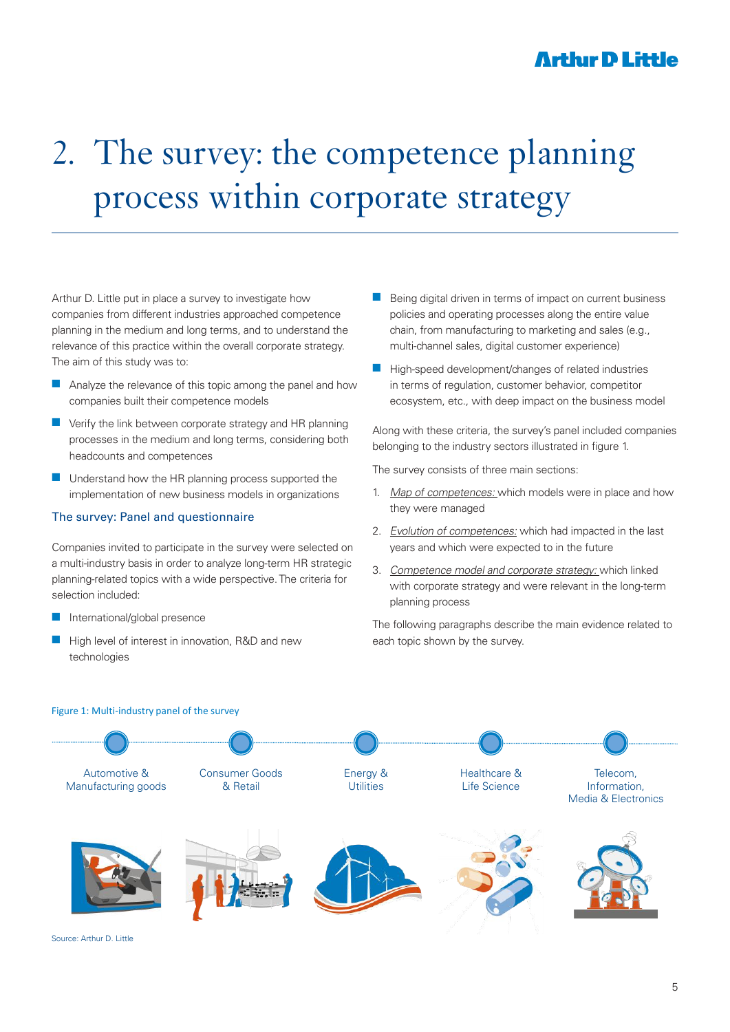# 2. The survey: the competence planning process within corporate strategy

Arthur D. Little put in place a survey to investigate how companies from different industries approached competence planning in the medium and long terms, and to understand the relevance of this practice within the overall corporate strategy. The aim of this study was to:

- Analyze the relevance of this topic among the panel and how companies built their competence models
- Verify the link between corporate strategy and HR planning processes in the medium and long terms, considering both headcounts and competences
- Understand how the HR planning process supported the implementation of new business models in organizations

## The survey: Panel and questionnaire

Companies invited to participate in the survey were selected on a multi-industry basis in order to analyze long-term HR strategic planning-related topics with a wide perspective. The criteria for selection included:

- International/global presence
- High level of interest in innovation, R&D and new technologies
- Being digital driven in terms of impact on current business policies and operating processes along the entire value chain, from manufacturing to marketing and sales (e.g., multi-channel sales, digital customer experience)
- High-speed development/changes of related industries in terms of regulation, customer behavior, competitor ecosystem, etc., with deep impact on the business model

Along with these criteria, the survey's panel included companies belonging to the industry sectors illustrated in figure 1.

The survey consists of three main sections:

1. _Map of competences:_ which models were in place and how they were managed
2. _Evolution of competences:_ which had impacted in the last years and which were expected to in the future
3. _Competence model and corporate strategy:_ which linked with corporate strategy and were relevant in the long-term planning process

The following paragraphs describe the main evidence related to each topic shown by the survey.

Figure 1: Multi-industry panel of the survey

Automotive & Manufacturing goods | Consumer Goods & Retail | Energy & Utilities | Healthcare & Life Science | Telecom, Information, Media & Electronics

Source: Arthur D. Little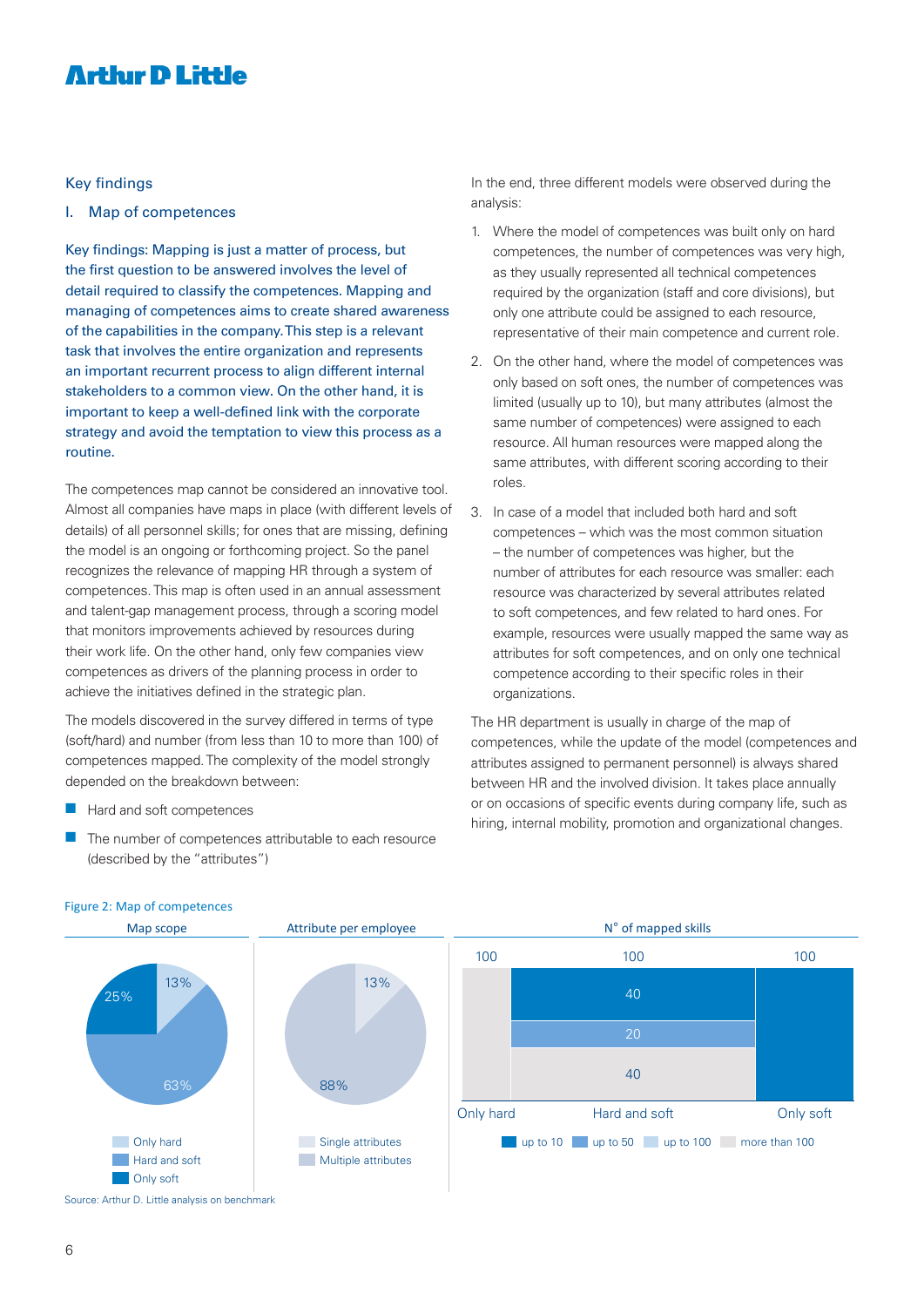## Key findings

### I. Map of competences

Key findings: Mapping is just a matter of process, but the first question to be answered involves the level of detail required to classify the competences. Mapping and managing of competences aims to create shared awareness of the capabilities in the company. This step is a relevant task that involves the entire organization and represents an important recurrent process to align different internal stakeholders to a common view. On the other hand, it is important to keep a well-defined link with the corporate strategy and avoid the temptation to view this process as a routine.

The competences map cannot be considered an innovative tool. Almost all companies have maps in place (with different levels of details) of all personnel skills; for ones that are missing, defining the model is an ongoing or forthcoming project. So the panel recognizes the relevance of mapping HR through a system of competences. This map is often used in an annual assessment and talent-gap management process, through a scoring model that monitors improvements achieved by resources during their work life. On the other hand, only few companies view competences as drivers of the planning process in order to achieve the initiatives defined in the strategic plan.

The models discovered in the survey differed in terms of type (soft/hard) and number (from less than 10 to more than 100) of competences mapped. The complexity of the model strongly depended on the breakdown between:

- Hard and soft competences
- The number of competences attributable to each resource (described by the "attributes")

In the end, three different models were observed during the analysis:

1. Where the model of competences was built only on hard competences, the number of competences was very high, as they usually represented all technical competences required by the organization (staff and core divisions), but only one attribute could be assigned to each resource, representative of their main competence and current role.
2. On the other hand, where the model of competences was only based on soft ones, the number of competences was limited (usually up to 10), but many attributes (almost the same number of competences) were assigned to each resource. All human resources were mapped along the same attributes, with different scoring according to their roles.
3. In case of a model that included both hard and soft competences – which was the most common situation – the number of competences was higher, but the number of attributes for each resource was smaller: each resource was characterized by several attributes related to soft competences, and few related to hard ones. For example, resources were usually mapped the same way as attributes for soft competences, and on only one technical competence according to their specific roles in their organizations.

The HR department is usually in charge of the map of competences, while the update of the model (competences and attributes assigned to permanent personnel) is always shared between HR and the involved division. It takes place annually or on occasions of specific events during company life, such as hiring, internal mobility, promotion and organizational changes.

Figure 2: Map of competences

**Map scope**

| Category | Share |
|---|---|
| Only hard | 13% |
| Hard and soft | 63% |
| Only soft | 25% |

**Attribute per employee**

| Category | Share |
|---|---|
| Single attributes | 13% |
| Multiple attributes | 88% |

**N° of mapped skills**

| | Only hard | Hard and soft | Only soft |
|---|---|---|---|
| Total | 100 | 100 | 100 |
| up to 10 | | 40 | 100 |
| up to 50 | | 20 | |
| up to 100 | | | |
| more than 100 | 100 | 40 | |

Source: Arthur D. Little analysis on benchmark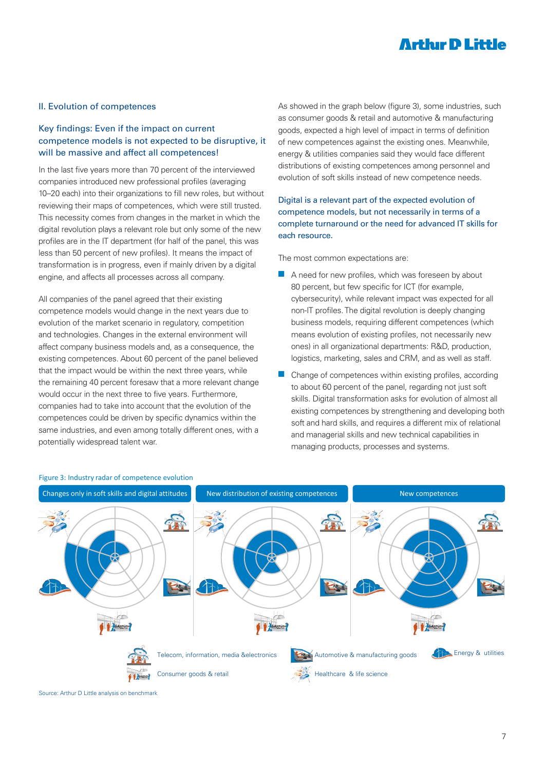## II. Evolution of competences

### Key findings: Even if the impact on current competence models is not expected to be disruptive, it will be massive and affect all competences!

In the last five years more than 70 percent of the interviewed companies introduced new professional profiles (averaging 10–20 each) into their organizations to fill new roles, but without reviewing their maps of competences, which were still trusted. This necessity comes from changes in the market in which the digital revolution plays a relevant role but only some of the new profiles are in the IT department (for half of the panel, this was less than 50 percent of new profiles). It means the impact of transformation is in progress, even if mainly driven by a digital engine, and affects all processes across all company.

All companies of the panel agreed that their existing competence models would change in the next years due to evolution of the market scenario in regulatory, competition and technologies. Changes in the external environment will affect company business models and, as a consequence, the existing competences. About 60 percent of the panel believed that the impact would be within the next three years, while the remaining 40 percent foresaw that a more relevant change would occur in the next three to five years. Furthermore, companies had to take into account that the evolution of the competences could be driven by specific dynamics within the same industries, and even among totally different ones, with a potentially widespread talent war.

As showed in the graph below (figure 3), some industries, such as consumer goods & retail and automotive & manufacturing goods, expected a high level of impact in terms of definition of new competences against the existing ones. Meanwhile, energy & utilities companies said they would face different distributions of existing competences among personnel and evolution of soft skills instead of new competence needs.

### Digital is a relevant part of the expected evolution of competence models, but not necessarily in terms of a complete turnaround or the need for advanced IT skills for each resource.

The most common expectations are:

- A need for new profiles, which was foreseen by about 80 percent, but few specific for ICT (for example, cybersecurity), while relevant impact was expected for all non-IT profiles. The digital revolution is deeply changing business models, requiring different competences (which means evolution of existing profiles, not necessarily new ones) in all organizational departments: R&D, production, logistics, marketing, sales and CRM, and as well as staff.
- Change of competences within existing profiles, according to about 60 percent of the panel, regarding not just soft skills. Digital transformation asks for evolution of almost all existing competences by strengthening and developing both soft and hard skills, and requires a different mix of relational and managerial skills and new technical capabilities in managing products, processes and systems.

Figure 3: Industry radar of competence evolution

Changes only in soft skills and digital attitudes | New distribution of existing competences | New competences

Telecom, information, media &electronics | Automotive & manufacturing goods | Energy & utilities | Consumer goods & retail | Healthcare & life science

Source: Arthur D Little analysis on benchmark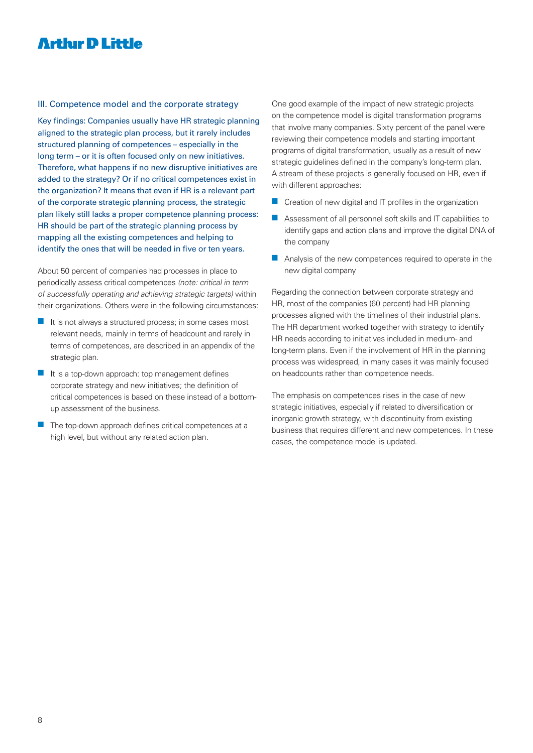### III. Competence model and the corporate strategy

Key findings: Companies usually have HR strategic planning aligned to the strategic plan process, but it rarely includes structured planning of competences – especially in the long term – or it is often focused only on new initiatives. Therefore, what happens if no new disruptive initiatives are added to the strategy? Or if no critical competences exist in the organization? It means that even if HR is a relevant part of the corporate strategic planning process, the strategic plan likely still lacks a proper competence planning process: HR should be part of the strategic planning process by mapping all the existing competences and helping to identify the ones that will be needed in five or ten years.

About 50 percent of companies had processes in place to periodically assess critical competences *(note: critical in term of successfully operating and achieving strategic targets)* within their organizations. Others were in the following circumstances:

- It is not always a structured process; in some cases most relevant needs, mainly in terms of headcount and rarely in terms of competences, are described in an appendix of the strategic plan.
- It is a top-down approach: top management defines corporate strategy and new initiatives; the definition of critical competences is based on these instead of a bottom-up assessment of the business.
- The top-down approach defines critical competences at a high level, but without any related action plan.

One good example of the impact of new strategic projects on the competence model is digital transformation programs that involve many companies. Sixty percent of the panel were reviewing their competence models and starting important programs of digital transformation, usually as a result of new strategic guidelines defined in the company's long-term plan. A stream of these projects is generally focused on HR, even if with different approaches:

- Creation of new digital and IT profiles in the organization
- Assessment of all personnel soft skills and IT capabilities to identify gaps and action plans and improve the digital DNA of the company
- Analysis of the new competences required to operate in the new digital company

Regarding the connection between corporate strategy and HR, most of the companies (60 percent) had HR planning processes aligned with the timelines of their industrial plans. The HR department worked together with strategy to identify HR needs according to initiatives included in medium- and long-term plans. Even if the involvement of HR in the planning process was widespread, in many cases it was mainly focused on headcounts rather than competence needs.

The emphasis on competences rises in the case of new strategic initiatives, especially if related to diversification or inorganic growth strategy, with discontinuity from existing business that requires different and new competences. In these cases, the competence model is updated.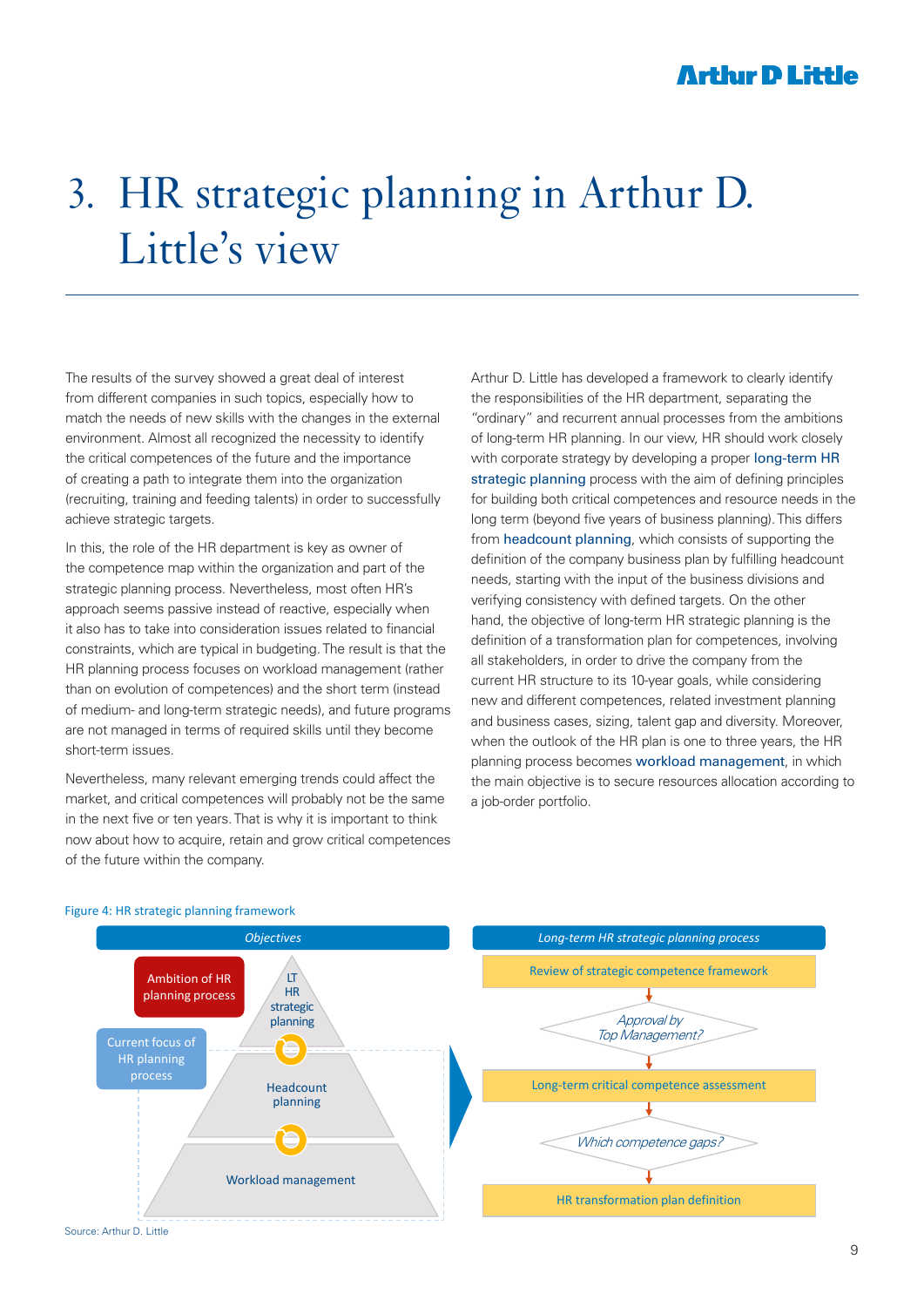# 3. HR strategic planning in Arthur D. Little's view

The results of the survey showed a great deal of interest from different companies in such topics, especially how to match the needs of new skills with the changes in the external environment. Almost all recognized the necessity to identify the critical competences of the future and the importance of creating a path to integrate them into the organization (recruiting, training and feeding talents) in order to successfully achieve strategic targets.

In this, the role of the HR department is key as owner of the competence map within the organization and part of the strategic planning process. Nevertheless, most often HR's approach seems passive instead of reactive, especially when it also has to take into consideration issues related to financial constraints, which are typical in budgeting. The result is that the HR planning process focuses on workload management (rather than on evolution of competences) and the short term (instead of medium- and long-term strategic needs), and future programs are not managed in terms of required skills until they become short-term issues.

Nevertheless, many relevant emerging trends could affect the market, and critical competences will probably not be the same in the next five or ten years. That is why it is important to think now about how to acquire, retain and grow critical competences of the future within the company.

Arthur D. Little has developed a framework to clearly identify the responsibilities of the HR department, separating the "ordinary" and recurrent annual processes from the ambitions of long-term HR planning. In our view, HR should work closely with corporate strategy by developing a proper long-term HR strategic planning process with the aim of defining principles for building both critical competences and resource needs in the long term (beyond five years of business planning). This differs from headcount planning, which consists of supporting the definition of the company business plan by fulfilling headcount needs, starting with the input of the business divisions and verifying consistency with defined targets. On the other hand, the objective of long-term HR strategic planning is the definition of a transformation plan for competences, involving all stakeholders, in order to drive the company from the current HR structure to its 10-year goals, while considering new and different competences, related investment planning and business cases, sizing, talent gap and diversity. Moreover, when the outlook of the HR plan is one to three years, the HR planning process becomes workload management, in which the main objective is to secure resources allocation according to a job-order portfolio.

Figure 4: HR strategic planning framework

**Objectives**

- Ambition of HR planning process: LT HR strategic planning
- Current focus of HR planning process: Headcount planning; Workload management

**Long-term HR strategic planning process**

1. Review of strategic competence framework
2. *Approval by Top Management?*
3. Long-term critical competence assessment
4. *Which competence gaps?*
5. HR transformation plan definition

Source: Arthur D. Little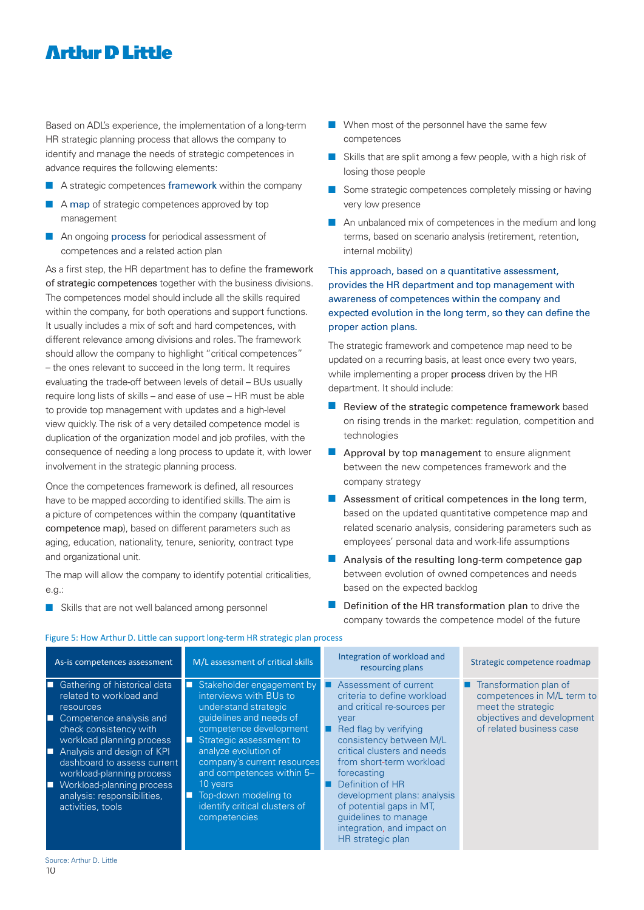Based on ADL's experience, the implementation of a long-term HR strategic planning process that allows the company to identify and manage the needs of strategic competences in advance requires the following elements:

- A strategic competences framework within the company
- A map of strategic competences approved by top management
- An ongoing process for periodical assessment of competences and a related action plan

As a first step, the HR department has to define the **framework of strategic competences** together with the business divisions. The competences model should include all the skills required within the company, for both operations and support functions. It usually includes a mix of soft and hard competences, with different relevance among divisions and roles. The framework should allow the company to highlight "critical competences" – the ones relevant to succeed in the long term. It requires evaluating the trade-off between levels of detail – BUs usually require long lists of skills – and ease of use – HR must be able to provide top management with updates and a high-level view quickly. The risk of a very detailed competence model is duplication of the organization model and job profiles, with the consequence of needing a long process to update it, with lower involvement in the strategic planning process.

Once the competences framework is defined, all resources have to be mapped according to identified skills. The aim is a picture of competences within the company (**quantitative competence map**), based on different parameters such as aging, education, nationality, tenure, seniority, contract type and organizational unit.

The map will allow the company to identify potential criticalities, e.g.:

- Skills that are not well balanced among personnel
- When most of the personnel have the same few competences
- Skills that are split among a few people, with a high risk of losing those people
- Some strategic competences completely missing or having very low presence
- An unbalanced mix of competences in the medium and long terms, based on scenario analysis (retirement, retention, internal mobility)

This approach, based on a quantitative assessment, provides the HR department and top management with awareness of competences within the company and expected evolution in the long term, so they can define the proper action plans.

The strategic framework and competence map need to be updated on a recurring basis, at least once every two years, while implementing a proper **process** driven by the HR department. It should include:

- **Review of the strategic competence framework** based on rising trends in the market: regulation, competition and technologies
- **Approval by top management** to ensure alignment between the new competences framework and the company strategy
- **Assessment of critical competences in the long term**, based on the updated quantitative competence map and related scenario analysis, considering parameters such as employees' personal data and work-life assumptions
- **Analysis of the resulting long-term competence gap** between evolution of owned competences and needs based on the expected backlog
- **Definition of the HR transformation plan** to drive the company towards the competence model of the future

Figure 5: How Arthur D. Little can support long-term HR strategic plan process

| As-is competences assessment | M/L assessment of critical skills | Integration of workload and resourcing plans | Strategic competence roadmap |
|---|---|---|---|
| - Gathering of historical data related to workload and resources<br>- Competence analysis and check consistency with workload planning process<br>- Analysis and design of KPI dashboard to assess current workload-planning process<br>- Workload-planning process analysis: responsibilities, activities, tools | - Stakeholder engagement by interviews with BUs to understand strategic guidelines and needs of competence development<br>- Strategic assessment to analyze evolution of company's current resources and competences within 5–10 years<br>- Top-down modeling to identify critical clusters of competences | - Assessment of current criteria to define workload and critical re-sources per year<br>- Red flag by verifying consistency between M/L critical clusters and needs from short-term workload forecasting<br>- Definition of HR development plans: analysis of potential gaps in MT, guidelines to manage integration, and impact on HR strategic plan | - Transformation plan of competences in M/L term to meet the strategic objectives and development of related business case |

Source: Arthur D. Little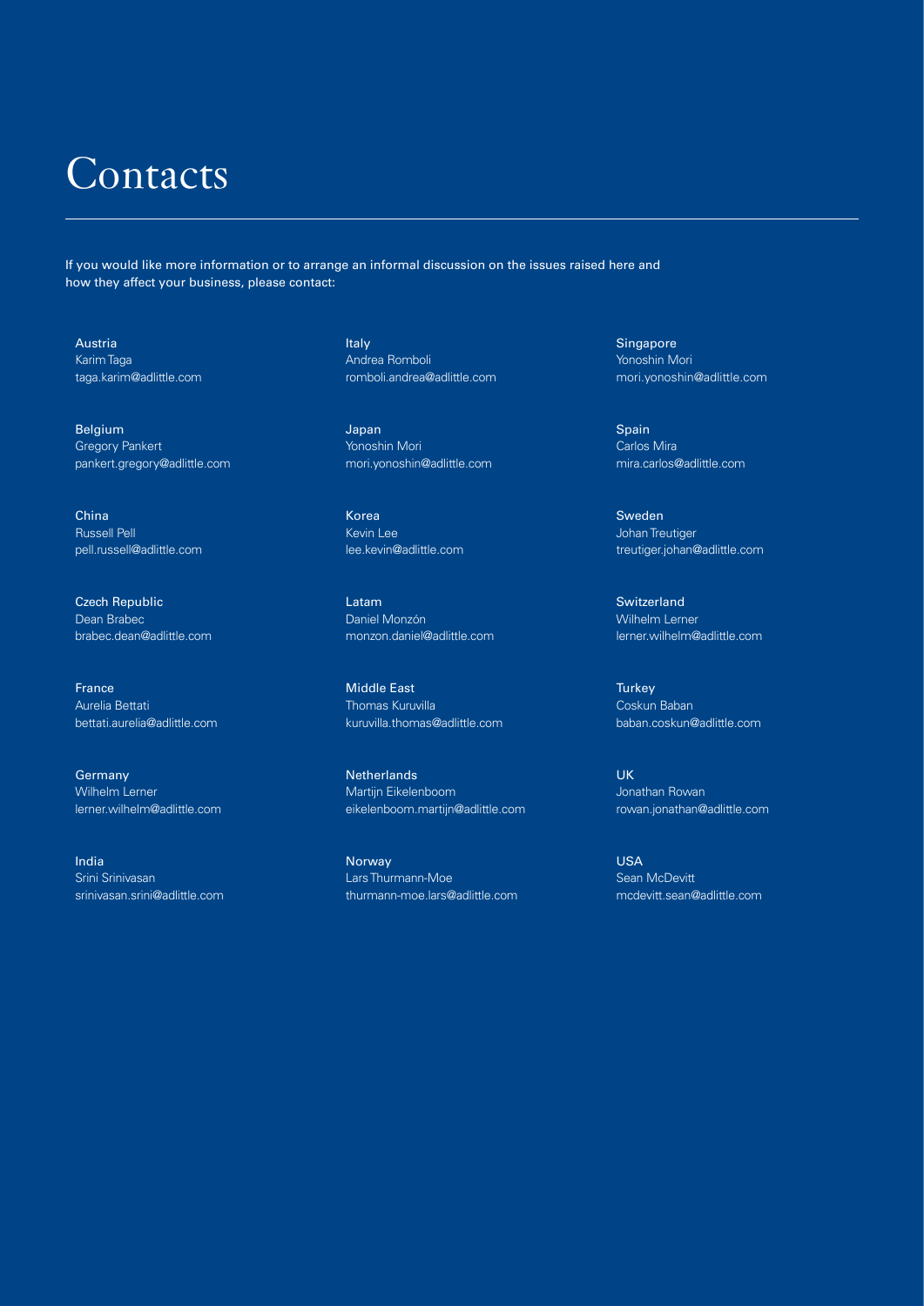# Contacts

If you would like more information or to arrange an informal discussion on the issues raised here and how they affect your business, please contact:

**Austria**
Karim Taga
taga.karim@adlittle.com

**Belgium**
Gregory Pankert
pankert.gregory@adlittle.com

**China**
Russell Pell
pell.russell@adlittle.com

**Czech Republic**
Dean Brabec
brabec.dean@adlittle.com

**France**
Aurelia Bettati
bettati.aurelia@adlittle.com

**Germany**
Wilhelm Lerner
lerner.wilhelm@adlittle.com

**India**
Srini Srinivasan
srinivasan.srini@adlittle.com

**Italy**
Andrea Romboli
romboli.andrea@adlittle.com

**Japan**
Yonoshin Mori
mori.yonoshin@adlittle.com

**Korea**
Kevin Lee
lee.kevin@adlittle.com

**Latam**
Daniel Monzón
monzon.daniel@adlittle.com

**Middle East**
Thomas Kuruvilla
kuruvilla.thomas@adlittle.com

**Netherlands**
Martijn Eikelenboom
eikelenboom.martijn@adlittle.com

**Norway**
Lars Thurmann-Moe
thurmann-moe.lars@adlittle.com

**Singapore**
Yonoshin Mori
mori.yonoshin@adlittle.com

**Spain**
Carlos Mira
mira.carlos@adlittle.com

**Sweden**
Johan Treutiger
treutiger.johan@adlittle.com

**Switzerland**
Wilhelm Lerner
lerner.wilhelm@adlittle.com

**Turkey**
Coskun Baban
baban.coskun@adlittle.com

**UK**
Jonathan Rowan
rowan.jonathan@adlittle.com

**USA**
Sean McDevitt
mcdevitt.sean@adlittle.com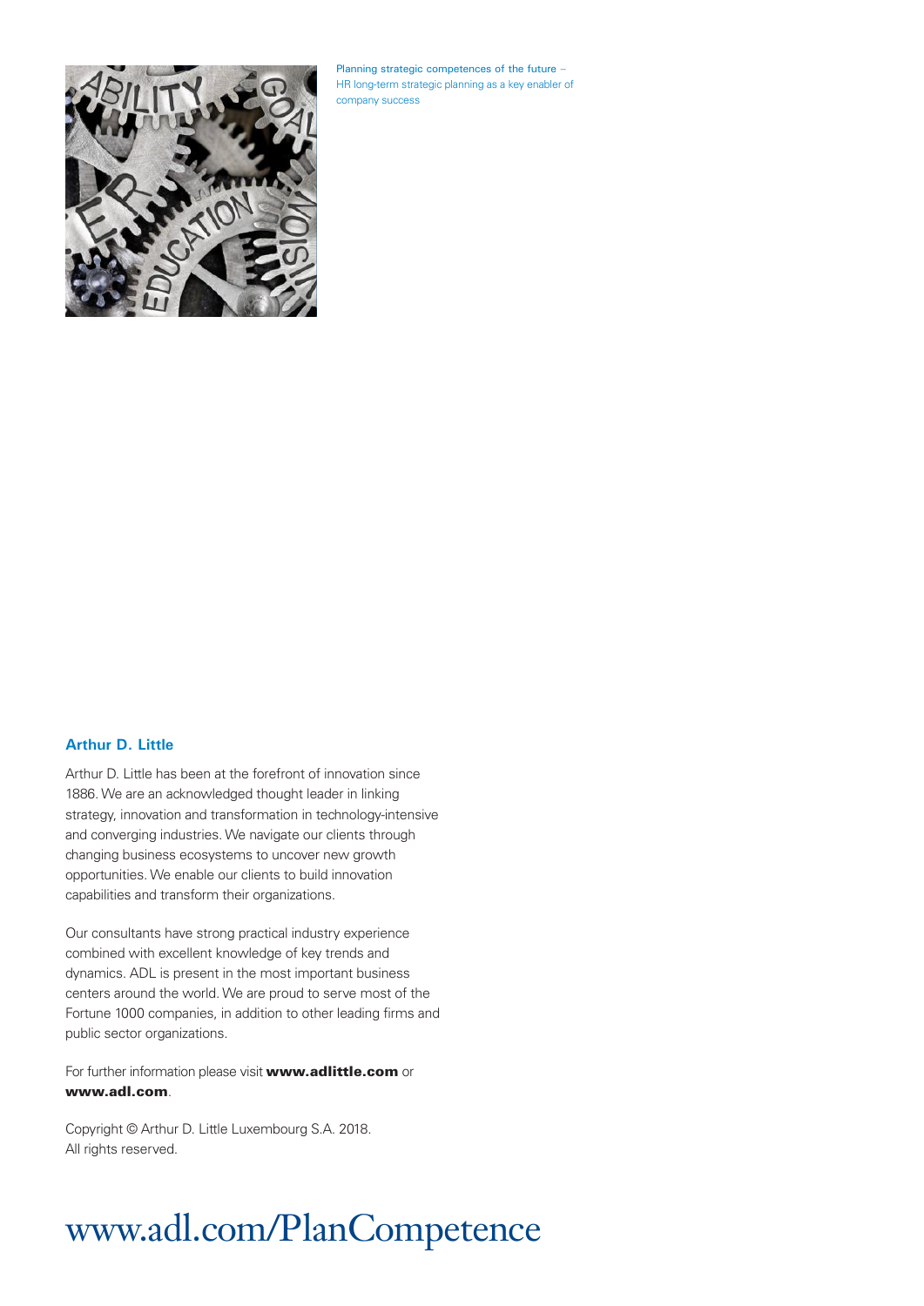Planning strategic competences of the future – HR long-term strategic planning as a key enabler of company success

## Arthur D. Little

Arthur D. Little has been at the forefront of innovation since 1886. We are an acknowledged thought leader in linking strategy, innovation and transformation in technology-intensive and converging industries. We navigate our clients through changing business ecosystems to uncover new growth opportunities. We enable our clients to build innovation capabilities and transform their organizations.

Our consultants have strong practical industry experience combined with excellent knowledge of key trends and dynamics. ADL is present in the most important business centers around the world. We are proud to serve most of the Fortune 1000 companies, in addition to other leading firms and public sector organizations.

For further information please visit **www.adlittle.com** or **www.adl.com**.

Copyright © Arthur D. Little Luxembourg S.A. 2018. All rights reserved.

www.adl.com/PlanCompetence